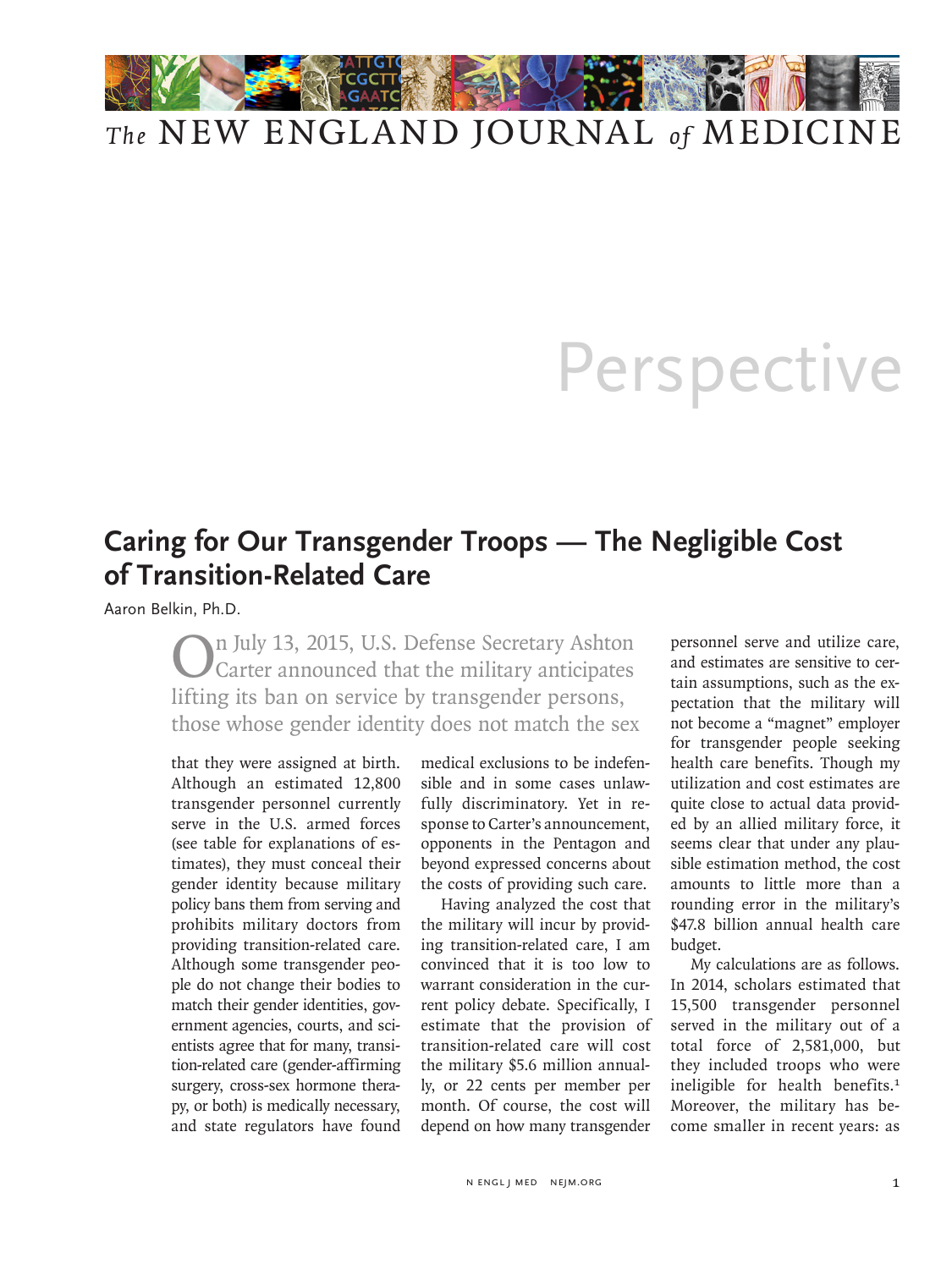# Perspective

## Caring for Our Transgender Troops — The Negligible Cost of Transition-Related Care

Aaron Belkin, Ph.D.

On July 13, 2015, U.S. Defense Secretary Ashton Carter announced that the military anticipates lifting its ban on service by transgender persons, those whose gender identity does not match the sex that they were assigned at birth. Although an estimated 12,800 transgender personnel currently serve in the U.S. armed forces (see table for explanations of estimates), they must conceal their gender identity because military policy bans them from serving and prohibits military doctors from providing transition-related care. Although some transgender people do not change their bodies to match their gender identities, government agencies, courts, and scientists agree that for many, transition-related care (gender-affirming surgery, cross-sex hormone therapy, or both) is medically necessary, and state regulators have found medical exclusions to be indefensible and in some cases unlawfully discriminatory. Yet in response to Carter's announcement, opponents in the Pentagon and beyond expressed concerns about the costs of providing such care.

Having analyzed the cost that the military will incur by providing transition-related care, I am convinced that it is too low to warrant consideration in the current policy debate. Specifically, I estimate that the provision of transition-related care will cost the military $5.6 million annually, or 22 cents per member per month. Of course, the cost will depend on how many transgender personnel serve and utilize care, and estimates are sensitive to certain assumptions, such as the expectation that the military will not become a "magnet" employer for transgender people seeking health care benefits. Though my utilization and cost estimates are quite close to actual data provided by an allied military force, it seems clear that under any plausible estimation method, the cost amounts to little more than a rounding error in the military's $47.8 billion annual health care budget.

My calculations are as follows. In 2014, scholars estimated that 15,500 transgender personnel served in the military out of a total force of 2,581,000, but they included troops who were ineligible for health benefits.[1] Moreover, the military has become smaller in recent years: as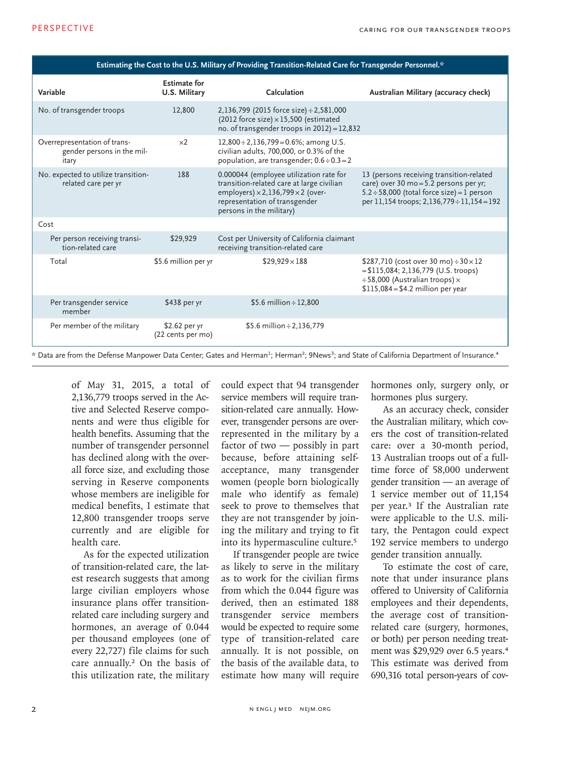**Estimating the Cost to the U.S. Military of Providing Transition-Related Care for Transgender Personnel.***

| Variable | Estimate for U.S. Military | Calculation | Australian Military (accuracy check) |
|---|---|---|---|
| No. of transgender troops | 12,800 | 2,136,799 (2015 force size) ÷ 2,581,000 (2012 force size) × 15,500 (estimated no. of transgender troops in 2012) = 12,832 | |
| Overrepresentation of transgender persons in the military | ×2 | 12,800 ÷ 2,136,799 = 0.6%; among U.S. civilian adults, 700,000, or 0.3% of the population, are transgender; 0.6 ÷ 0.3 = 2 | |
| No. expected to utilize transition-related care per yr | 188 | 0.000044 (employee utilization rate for transition-related care at large civilian employers) × 2,136,799 × 2 (overrepresentation of transgender persons in the military) | 13 (persons receiving transition-related care) over 30 mo = 5.2 persons per yr; 5.2 ÷ 58,000 (total force size) = 1 person per 11,154 troops; 2,136,779 ÷ 11,154 = 192 |
| Cost | | | |
| Per person receiving transition-related care | $29,929 | Cost per University of California claimant receiving transition-related care | |
| Total | $5.6 million per yr | $29,929 × 188 | $287,710 (cost over 30 mo) ÷ 30 × 12 = $115,084; 2,136,779 (U.S. troops) ÷ 58,000 (Australian troops) × $115,084 = $4.2 million per year |
| Per transgender service member | $438 per yr | $5.6 million ÷ 12,800 | |
| Per member of the military | $2.62 per yr (22 cents per mo) | $5.6 million ÷ 2,136,779 | |

\* Data are from the Defense Manpower Data Center; Gates and Herman[1]; Herman[2]; 9News[3]; and State of California Department of Insurance.[4]

of May 31, 2015, a total of 2,136,779 troops served in the Active and Selected Reserve components and were thus eligible for health benefits. Assuming that the number of transgender personnel has declined along with the overall force size, and excluding those serving in Reserve components whose members are ineligible for medical benefits, I estimate that 12,800 transgender troops serve currently and are eligible for health care.

As for the expected utilization of transition-related care, the latest research suggests that among large civilian employers whose insurance plans offer transition-related care including surgery and hormones, an average of 0.044 per thousand employees (one of every 22,727) file claims for such care annually.[2] On the basis of this utilization rate, the military could expect that 94 transgender service members will require transition-related care annually. However, transgender persons are overrepresented in the military by a factor of two — possibly in part because, before attaining self-acceptance, many transgender women (people born biologically male who identify as female) seek to prove to themselves that they are not transgender by joining the military and trying to fit into its hypermasculine culture.[5]

If transgender people are twice as likely to serve in the military as to work for the civilian firms from which the 0.044 figure was derived, then an estimated 188 transgender service members would be expected to require some type of transition-related care annually. It is not possible, on the basis of the available data, to estimate how many will require hormones only, surgery only, or hormones plus surgery.

As an accuracy check, consider the Australian military, which covers the cost of transition-related care: over a 30-month period, 13 Australian troops out of a full-time force of 58,000 underwent gender transition — an average of 1 service member out of 11,154 per year.[3] If the Australian rate were applicable to the U.S. military, the Pentagon could expect 192 service members to undergo gender transition annually.

To estimate the cost of care, note that under insurance plans offered to University of California employees and their dependents, the average cost of transition-related care (surgery, hormones, or both) per person needing treatment was $29,929 over 6.5 years.[4] This estimate was derived from 690,316 total person-years of cov-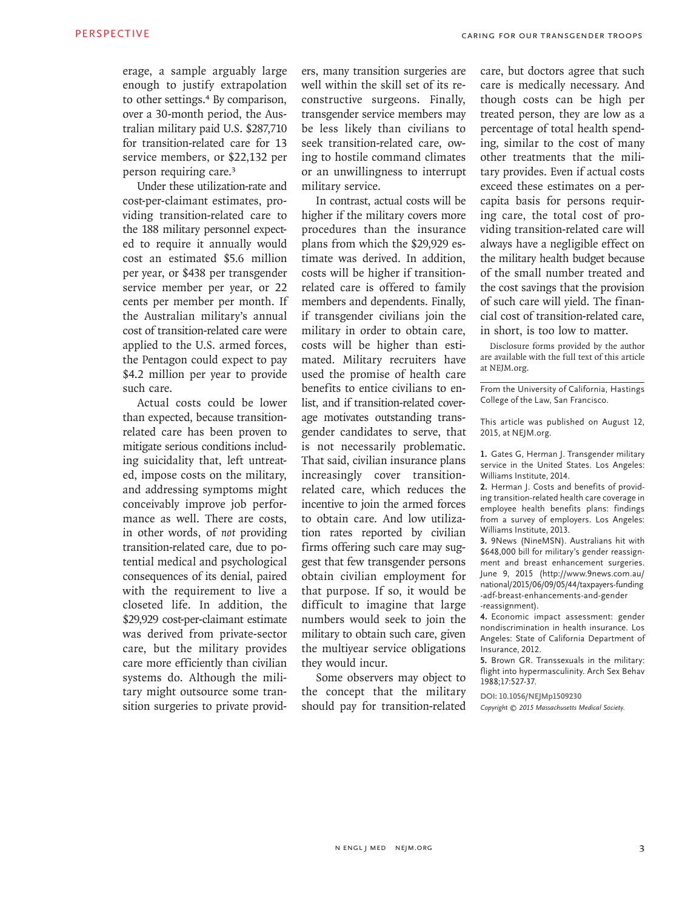erage, a sample arguably large enough to justify extrapolation to other settings.[4] By comparison, over a 30-month period, the Australian military paid U.S. $287,710 for transition-related care for 13 service members, or $22,132 per person requiring care.[3]

Under these utilization-rate and cost-per-claimant estimates, providing transition-related care to the 188 military personnel expected to require it annually would cost an estimated $5.6 million per year, or $438 per transgender service member per year, or 22 cents per member per month. If the Australian military's annual cost of transition-related care were applied to the U.S. armed forces, the Pentagon could expect to pay $4.2 million per year to provide such care.

Actual costs could be lower than expected, because transition-related care has been proven to mitigate serious conditions including suicidality that, left untreated, impose costs on the military, and addressing symptoms might conceivably improve job performance as well. There are costs, in other words, of *not* providing transition-related care, due to potential medical and psychological consequences of its denial, paired with the requirement to live a closeted life. In addition, the $29,929 cost-per-claimant estimate was derived from private-sector care, but the military provides care more efficiently than civilian systems do. Although the military might outsource some transition surgeries to private providers, many transition surgeries are well within the skill set of its reconstructive surgeons. Finally, transgender service members may be less likely than civilians to seek transition-related care, owing to hostile command climates or an unwillingness to interrupt military service.

In contrast, actual costs will be higher if the military covers more procedures than the insurance plans from which the $29,929 estimate was derived. In addition, costs will be higher if transition-related care is offered to family members and dependents. Finally, if transgender civilians join the military in order to obtain care, costs will be higher than estimated. Military recruiters have used the promise of health care benefits to entice civilians to enlist, and if transition-related coverage motivates outstanding transgender candidates to serve, that is not necessarily problematic. That said, civilian insurance plans increasingly cover transition-related care, which reduces the incentive to join the armed forces to obtain care. And low utilization rates reported by civilian firms offering such care may suggest that few transgender persons obtain civilian employment for that purpose. If so, it would be difficult to imagine that large numbers would seek to join the military to obtain such care, given the multiyear service obligations they would incur.

Some observers may object to the concept that the military should pay for transition-related care, but doctors agree that such care is medically necessary. And though costs can be high per treated person, they are low as a percentage of total health spending, similar to the cost of many other treatments that the military provides. Even if actual costs exceed these estimates on a per-capita basis for persons requiring care, the total cost of providing transition-related care will always have a negligible effect on the military health budget because of the small number treated and the cost savings that the provision of such care will yield. The financial cost of transition-related care, in short, is too low to matter.

Disclosure forms provided by the author are available with the full text of this article at NEJM.org.

From the University of California, Hastings College of the Law, San Francisco.

This article was published on August 12, 2015, at NEJM.org.

1. Gates G, Herman J. Transgender military service in the United States. Los Angeles: Williams Institute, 2014.
2. Herman J. Costs and benefits of providing transition-related health care coverage in employee health benefits plans: findings from a survey of employers. Los Angeles: Williams Institute, 2013.
3. 9News (NineMSN). Australians hit with $648,000 bill for military's gender reassignment and breast enhancement surgeries. June 9, 2015 (http://www.9news.com.au/national/2015/06/09/05/44/taxpayers-funding-adf-breast-enhancements-and-gender-reassignment).
4. Economic impact assessment: gender nondiscrimination in health insurance. Los Angeles: State of California Department of Insurance, 2012.
5. Brown GR. Transsexuals in the military: flight into hypermasculinity. Arch Sex Behav 1988;17:527-37.

DOI: 10.1056/NEJMp1509230

*Copyright © 2015 Massachusetts Medical Society.*